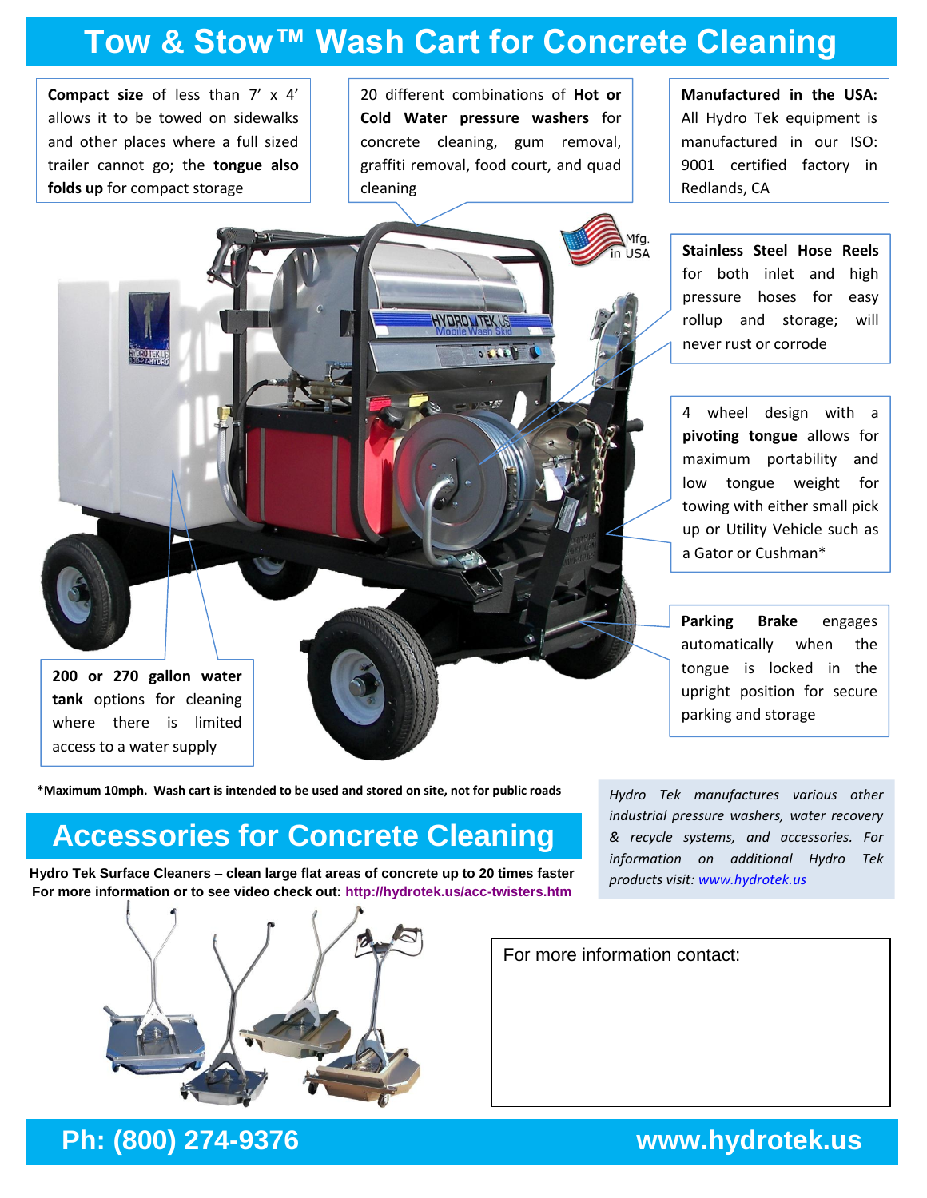# Tow & Stow™ Wash Cart for Concrete Cleaning

**Compact size** of less than 7' x 4' allows it to be towed on sidewalks and other places where a full sized trailer cannot go; the **tongue also folds up** for compact storage

20 different combinations of **Hot or Cold Water pressure washers** for concrete cleaning, gum removal, graffiti removal, food court, and quad cleaning

**Manufactured in the USA:** All Hydro Tek equipment is manufactured in our ISO: 9001 certified factory in Redlands, CA

**Stainless Steel Hose Reels** for both inlet and high pressure hoses for easy rollup and storage; will never rust or corrode

4 wheel design with a **pivoting tongue** allows for maximum portability and low tongue weight for towing with either small pick up or Utility Vehicle such as a Gator or Cushman*

**Parking Brake** engages automatically when the tongue is locked in the upright position for secure parking and storage

**200 or 270 gallon water tank** options for cleaning where there is limited access to a water supply

***Maximum 10mph. Wash cart is intended to be used and stored on site, not for public roads**

## Accessories for Concrete Cleaning

**Hydro Tek Surface Cleaners – clean large flat areas of concrete up to 20 times faster**
**For more information or to see video check out: http://hydrotek.us/acc-twisters.htm**

*Hydro Tek manufactures various other industrial pressure washers, water recovery & recycle systems, and accessories. For information on additional Hydro Tek products visit: www.hydrotek.us*

For more information contact:

**Ph: (800) 274-9376** **www.hydrotek.us**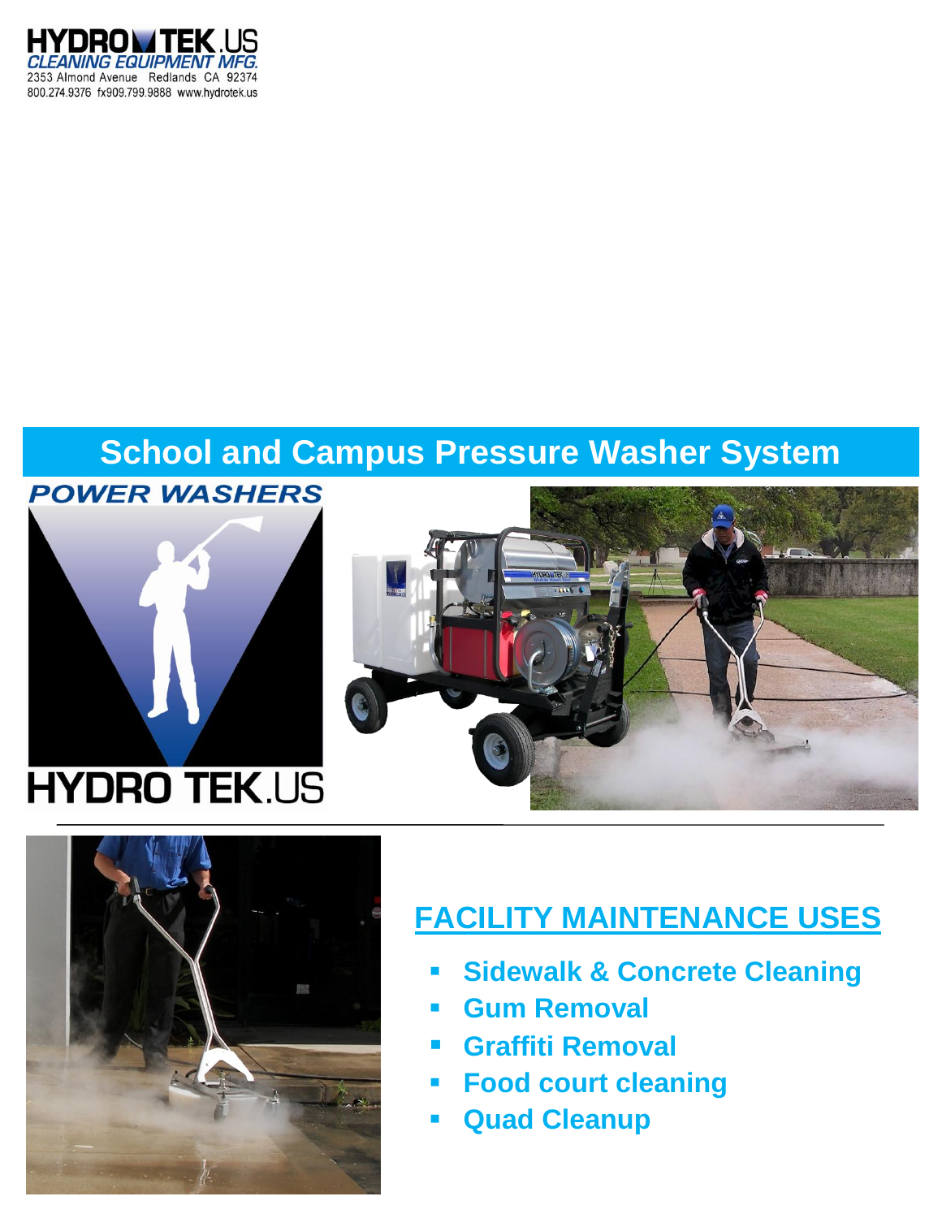HYDRO TEK.US
CLEANING EQUIPMENT MFG.
2353 Almond Avenue Redlands CA 92374
800.274.9376 fx909.799.9888 www.hydrotek.us

# School and Campus Pressure Washer System

POWER WASHERS

HYDRO TEK.US

## FACILITY MAINTENANCE USES

- **Sidewalk & Concrete Cleaning**
- **Gum Removal**
- **Graffiti Removal**
- **Food court cleaning**
- **Quad Cleanup**